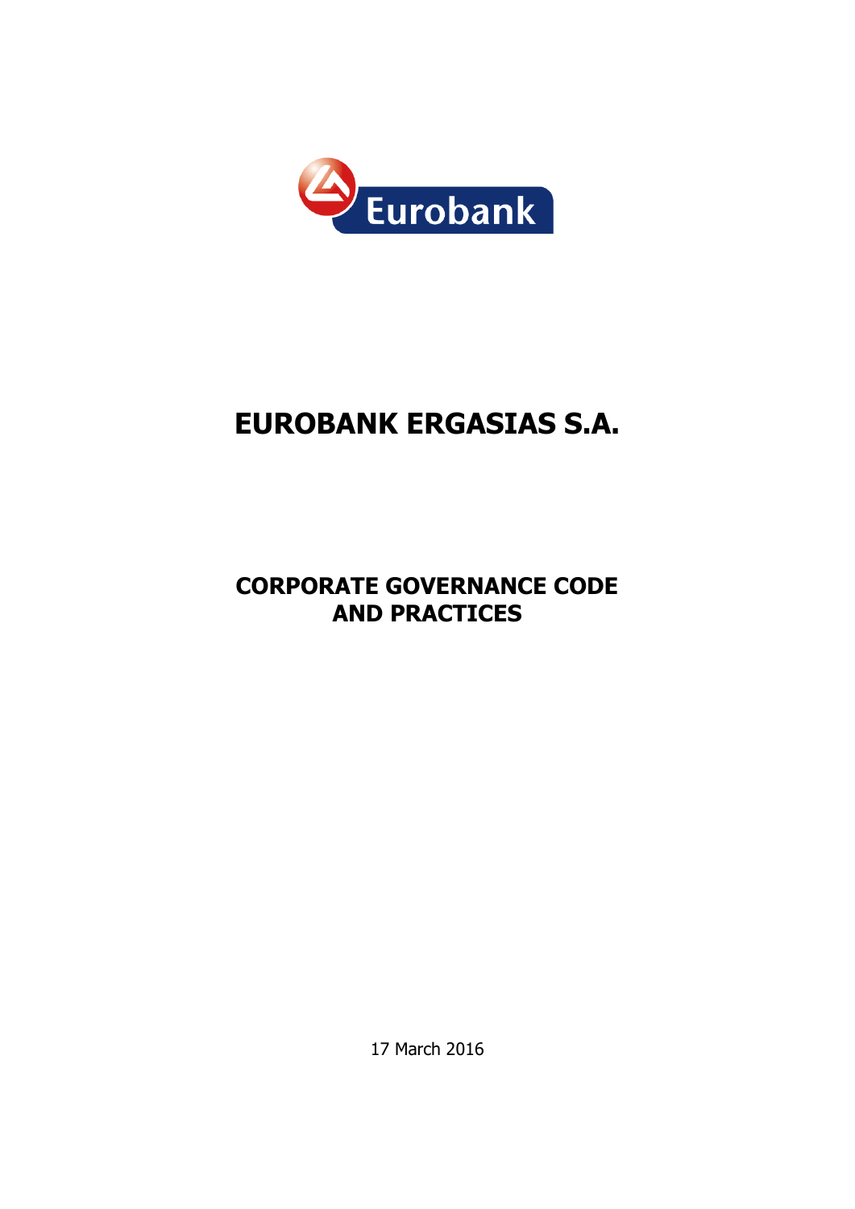Eurobank

# EUROBANK ERGASIAS S.A.

## CORPORATE GOVERNANCE CODE AND PRACTICES

17 March 2016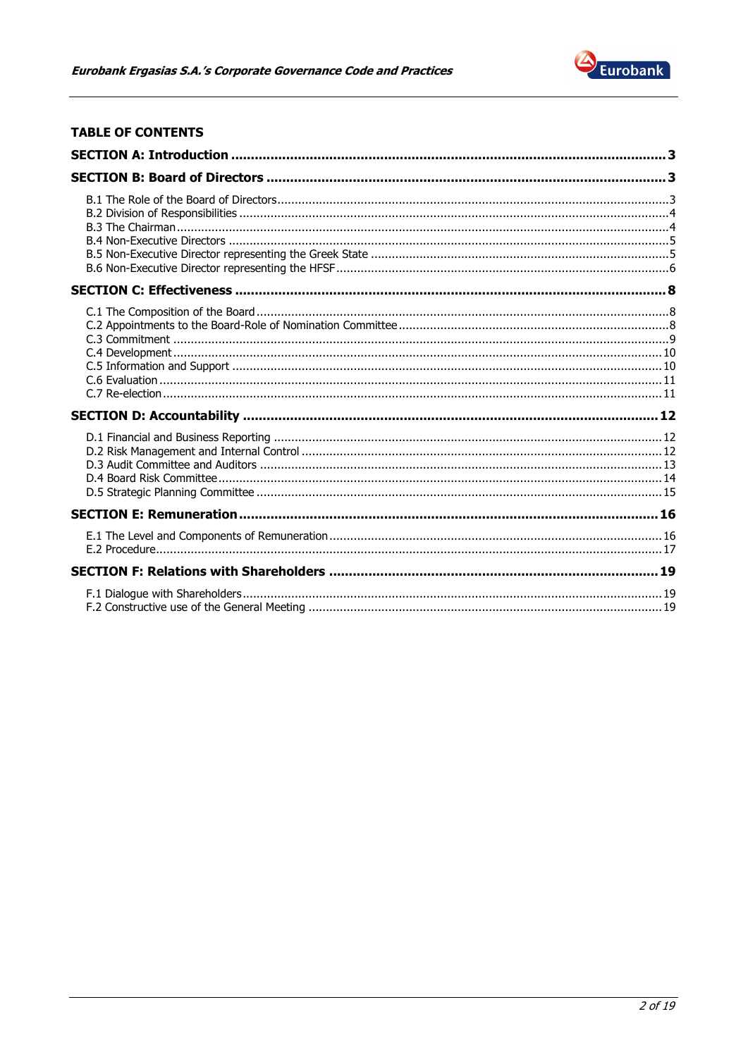## TABLE OF CONTENTS

**SECTION A: Introduction** ..... 3

**SECTION B: Board of Directors** ..... 3

- B.1 The Role of the Board of Directors ..... 3
- B.2 Division of Responsibilities ..... 4
- B.3 The Chairman ..... 4
- B.4 Non-Executive Directors ..... 5
- B.5 Non-Executive Director representing the Greek State ..... 5
- B.6 Non-Executive Director representing the HFSF ..... 6

**SECTION C: Effectiveness** ..... 8

- C.1 The Composition of the Board ..... 8
- C.2 Appointments to the Board-Role of Nomination Committee ..... 8
- C.3 Commitment ..... 9
- C.4 Development ..... 10
- C.5 Information and Support ..... 10
- C.6 Evaluation ..... 11
- C.7 Re-election ..... 11

**SECTION D: Accountability** ..... 12

- D.1 Financial and Business Reporting ..... 12
- D.2 Risk Management and Internal Control ..... 12
- D.3 Audit Committee and Auditors ..... 13
- D.4 Board Risk Committee ..... 14
- D.5 Strategic Planning Committee ..... 15

**SECTION E: Remuneration** ..... 16

- E.1 The Level and Components of Remuneration ..... 16
- E.2 Procedure ..... 17

**SECTION F: Relations with Shareholders** ..... 19

- F.1 Dialogue with Shareholders ..... 19
- F.2 Constructive use of the General Meeting ..... 19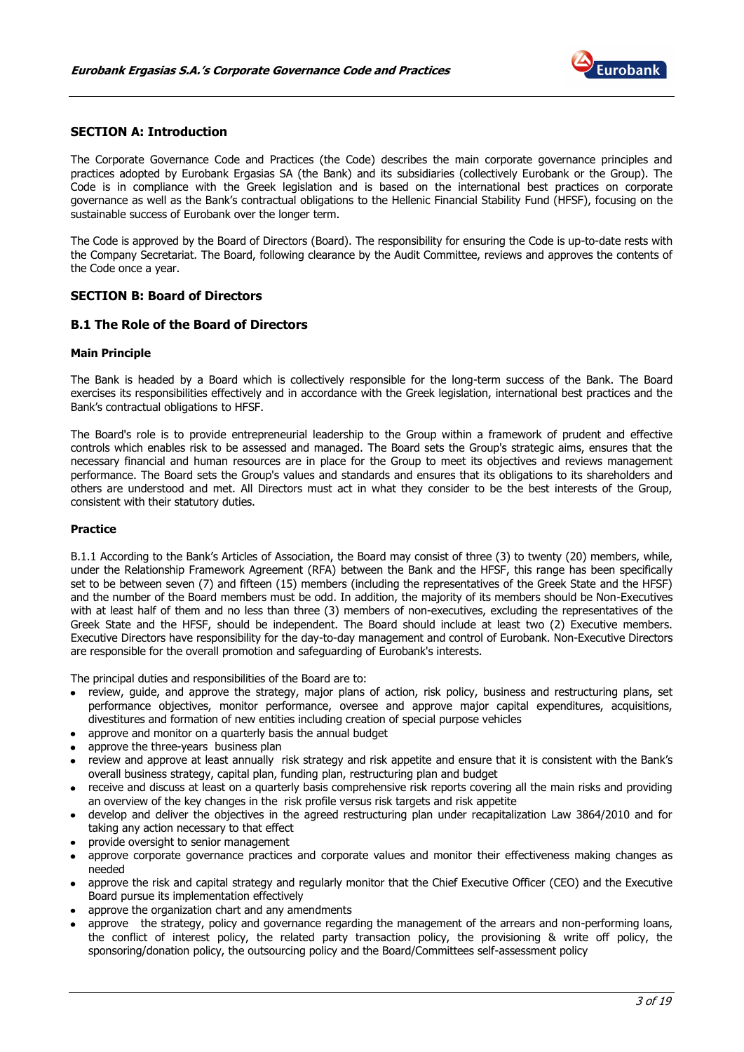## SECTION A: Introduction

The Corporate Governance Code and Practices (the Code) describes the main corporate governance principles and practices adopted by Eurobank Ergasias SA (the Bank) and its subsidiaries (collectively Eurobank or the Group). The Code is in compliance with the Greek legislation and is based on the international best practices on corporate governance as well as the Bank's contractual obligations to the Hellenic Financial Stability Fund (HFSF), focusing on the sustainable success of Eurobank over the longer term.

The Code is approved by the Board of Directors (Board). The responsibility for ensuring the Code is up-to-date rests with the Company Secretariat. The Board, following clearance by the Audit Committee, reviews and approves the contents of the Code once a year.

## SECTION B: Board of Directors

### B.1 The Role of the Board of Directors

#### Main Principle

The Bank is headed by a Board which is collectively responsible for the long-term success of the Bank. The Board exercises its responsibilities effectively and in accordance with the Greek legislation, international best practices and the Bank's contractual obligations to HFSF.

The Board's role is to provide entrepreneurial leadership to the Group within a framework of prudent and effective controls which enables risk to be assessed and managed. The Board sets the Group's strategic aims, ensures that the necessary financial and human resources are in place for the Group to meet its objectives and reviews management performance. The Board sets the Group's values and standards and ensures that its obligations to its shareholders and others are understood and met. All Directors must act in what they consider to be the best interests of the Group, consistent with their statutory duties.

#### Practice

B.1.1 According to the Bank's Articles of Association, the Board may consist of three (3) to twenty (20) members, while, under the Relationship Framework Agreement (RFA) between the Bank and the HFSF, this range has been specifically set to be between seven (7) and fifteen (15) members (including the representatives of the Greek State and the HFSF) and the number of the Board members must be odd. In addition, the majority of its members should be Non-Executives with at least half of them and no less than three (3) members of non-executives, excluding the representatives of the Greek State and the HFSF, should be independent. The Board should include at least two (2) Executive members. Executive Directors have responsibility for the day-to-day management and control of Eurobank. Non-Executive Directors are responsible for the overall promotion and safeguarding of Eurobank's interests.

The principal duties and responsibilities of the Board are to:

- review, guide, and approve the strategy, major plans of action, risk policy, business and restructuring plans, set performance objectives, monitor performance, oversee and approve major capital expenditures, acquisitions, divestitures and formation of new entities including creation of special purpose vehicles
- approve and monitor on a quarterly basis the annual budget
- approve the three-years business plan
- review and approve at least annually risk strategy and risk appetite and ensure that it is consistent with the Bank's overall business strategy, capital plan, funding plan, restructuring plan and budget
- receive and discuss at least on a quarterly basis comprehensive risk reports covering all the main risks and providing an overview of the key changes in the risk profile versus risk targets and risk appetite
- develop and deliver the objectives in the agreed restructuring plan under recapitalization Law 3864/2010 and for taking any action necessary to that effect
- provide oversight to senior management
- approve corporate governance practices and corporate values and monitor their effectiveness making changes as needed
- approve the risk and capital strategy and regularly monitor that the Chief Executive Officer (CEO) and the Executive Board pursue its implementation effectively
- approve the organization chart and any amendments
- approve the strategy, policy and governance regarding the management of the arrears and non-performing loans, the conflict of interest policy, the related party transaction policy, the provisioning & write off policy, the sponsoring/donation policy, the outsourcing policy and the Board/Committees self-assessment policy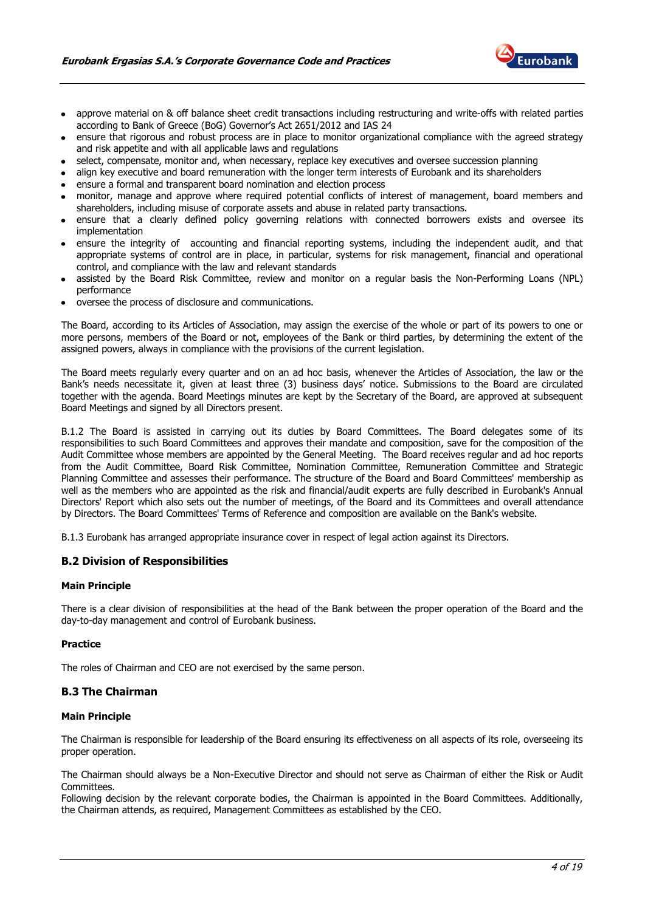- approve material on & off balance sheet credit transactions including restructuring and write-offs with related parties according to Bank of Greece (BoG) Governor's Act 2651/2012 and IAS 24
- ensure that rigorous and robust process are in place to monitor organizational compliance with the agreed strategy and risk appetite and with all applicable laws and regulations
- select, compensate, monitor and, when necessary, replace key executives and oversee succession planning
- align key executive and board remuneration with the longer term interests of Eurobank and its shareholders
- ensure a formal and transparent board nomination and election process
- monitor, manage and approve where required potential conflicts of interest of management, board members and shareholders, including misuse of corporate assets and abuse in related party transactions.
- ensure that a clearly defined policy governing relations with connected borrowers exists and oversee its implementation
- ensure the integrity of accounting and financial reporting systems, including the independent audit, and that appropriate systems of control are in place, in particular, systems for risk management, financial and operational control, and compliance with the law and relevant standards
- assisted by the Board Risk Committee, review and monitor on a regular basis the Non-Performing Loans (NPL) performance
- oversee the process of disclosure and communications.

The Board, according to its Articles of Association, may assign the exercise of the whole or part of its powers to one or more persons, members of the Board or not, employees of the Bank or third parties, by determining the extent of the assigned powers, always in compliance with the provisions of the current legislation.

The Board meets regularly every quarter and on an ad hoc basis, whenever the Articles of Association, the law or the Bank's needs necessitate it, given at least three (3) business days' notice. Submissions to the Board are circulated together with the agenda. Board Meetings minutes are kept by the Secretary of the Board, are approved at subsequent Board Meetings and signed by all Directors present.

B.1.2 The Board is assisted in carrying out its duties by Board Committees. The Board delegates some of its responsibilities to such Board Committees and approves their mandate and composition, save for the composition of the Audit Committee whose members are appointed by the General Meeting. The Board receives regular and ad hoc reports from the Audit Committee, Board Risk Committee, Nomination Committee, Remuneration Committee and Strategic Planning Committee and assesses their performance. The structure of the Board and Board Committees' membership as well as the members who are appointed as the risk and financial/audit experts are fully described in Eurobank's Annual Directors' Report which also sets out the number of meetings, of the Board and its Committees and overall attendance by Directors. The Board Committees' Terms of Reference and composition are available on the Bank's website.

B.1.3 Eurobank has arranged appropriate insurance cover in respect of legal action against its Directors.

## B.2 Division of Responsibilities

### Main Principle

There is a clear division of responsibilities at the head of the Bank between the proper operation of the Board and the day-to-day management and control of Eurobank business.

### Practice

The roles of Chairman and CEO are not exercised by the same person.

## B.3 The Chairman

### Main Principle

The Chairman is responsible for leadership of the Board ensuring its effectiveness on all aspects of its role, overseeing its proper operation.

The Chairman should always be a Non-Executive Director and should not serve as Chairman of either the Risk or Audit Committees.
Following decision by the relevant corporate bodies, the Chairman is appointed in the Board Committees. Additionally, the Chairman attends, as required, Management Committees as established by the CEO.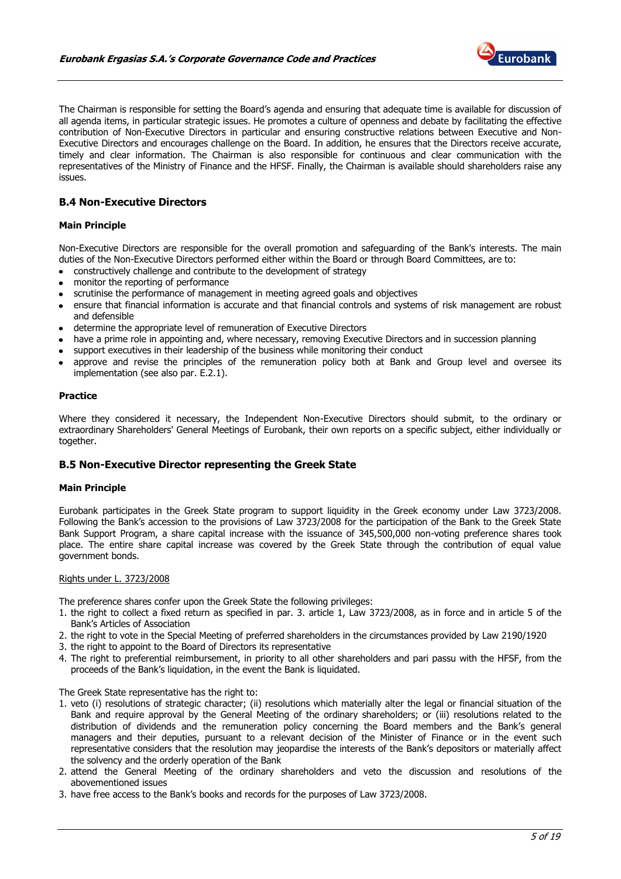The Chairman is responsible for setting the Board's agenda and ensuring that adequate time is available for discussion of all agenda items, in particular strategic issues. He promotes a culture of openness and debate by facilitating the effective contribution of Non-Executive Directors in particular and ensuring constructive relations between Executive and Non-Executive Directors and encourages challenge on the Board. In addition, he ensures that the Directors receive accurate, timely and clear information. The Chairman is also responsible for continuous and clear communication with the representatives of the Ministry of Finance and the HFSF. Finally, the Chairman is available should shareholders raise any issues.

## B.4 Non-Executive Directors

**Main Principle**

Non-Executive Directors are responsible for the overall promotion and safeguarding of the Bank's interests. The main duties of the Non-Executive Directors performed either within the Board or through Board Committees, are to:

- constructively challenge and contribute to the development of strategy
- monitor the reporting of performance
- scrutinise the performance of management in meeting agreed goals and objectives
- ensure that financial information is accurate and that financial controls and systems of risk management are robust and defensible
- determine the appropriate level of remuneration of Executive Directors
- have a prime role in appointing and, where necessary, removing Executive Directors and in succession planning
- support executives in their leadership of the business while monitoring their conduct
- approve and revise the principles of the remuneration policy both at Bank and Group level and oversee its implementation (see also par. E.2.1).

**Practice**

Where they considered it necessary, the Independent Non-Executive Directors should submit, to the ordinary or extraordinary Shareholders' General Meetings of Eurobank, their own reports on a specific subject, either individually or together.

## B.5 Non-Executive Director representing the Greek State

**Main Principle**

Eurobank participates in the Greek State program to support liquidity in the Greek economy under Law 3723/2008. Following the Bank's accession to the provisions of Law 3723/2008 for the participation of the Bank to the Greek State Bank Support Program, a share capital increase with the issuance of 345,500,000 non-voting preference shares took place. The entire share capital increase was covered by the Greek State through the contribution of equal value government bonds.

<u>Rights under L. 3723/2008</u>

The preference shares confer upon the Greek State the following privileges:

1. the right to collect a fixed return as specified in par. 3. article 1, Law 3723/2008, as in force and in article 5 of the Bank's Articles of Association
2. the right to vote in the Special Meeting of preferred shareholders in the circumstances provided by Law 2190/1920
3. the right to appoint to the Board of Directors its representative
4. The right to preferential reimbursement, in priority to all other shareholders and pari passu with the HFSF, from the proceeds of the Bank's liquidation, in the event the Bank is liquidated.

The Greek State representative has the right to:

1. veto (i) resolutions of strategic character; (ii) resolutions which materially alter the legal or financial situation of the Bank and require approval by the General Meeting of the ordinary shareholders; or (iii) resolutions related to the distribution of dividends and the remuneration policy concerning the Board members and the Bank's general managers and their deputies, pursuant to a relevant decision of the Minister of Finance or in the event such representative considers that the resolution may jeopardise the interests of the Bank's depositors or materially affect the solvency and the orderly operation of the Bank
2. attend the General Meeting of the ordinary shareholders and veto the discussion and resolutions of the abovementioned issues
3. have free access to the Bank's books and records for the purposes of Law 3723/2008.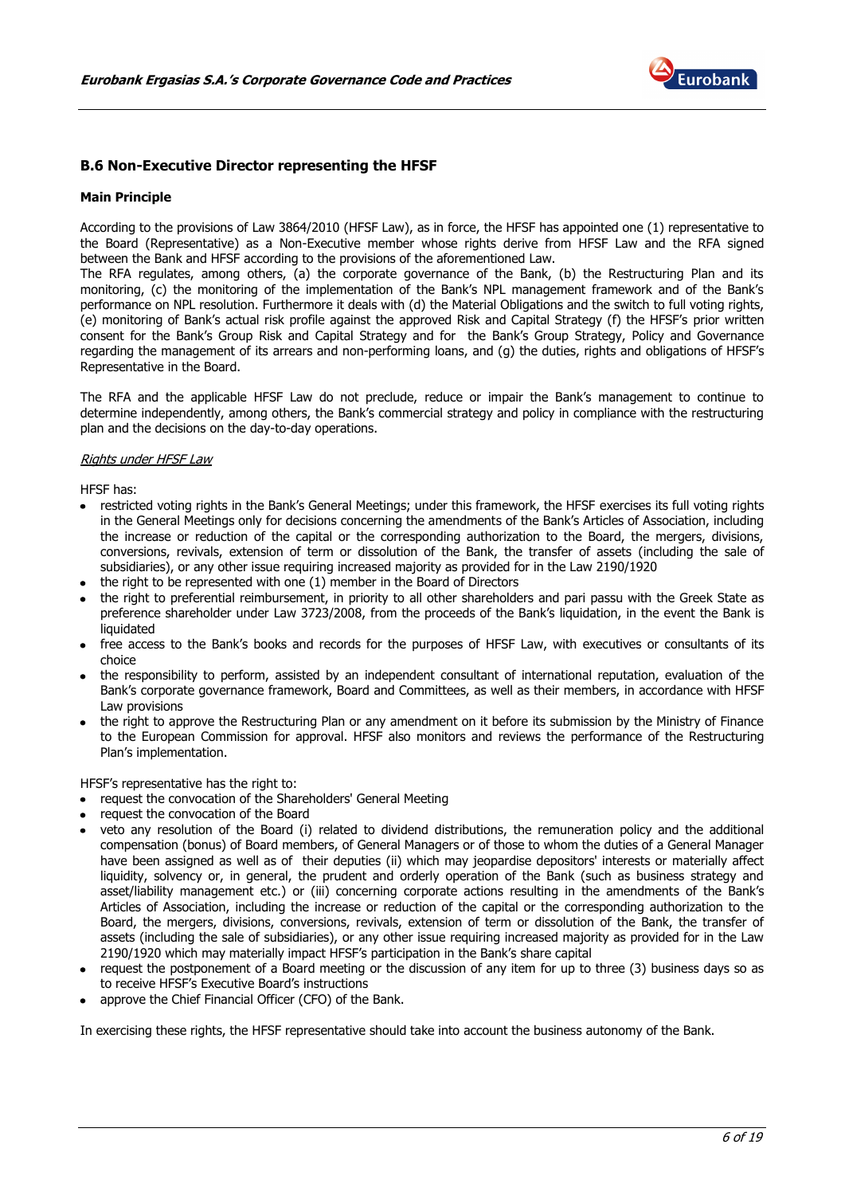## B.6 Non-Executive Director representing the HFSF

**Main Principle**

According to the provisions of Law 3864/2010 (HFSF Law), as in force, the HFSF has appointed one (1) representative to the Board (Representative) as a Non-Executive member whose rights derive from HFSF Law and the RFA signed between the Bank and HFSF according to the provisions of the aforementioned Law.
The RFA regulates, among others, (a) the corporate governance of the Bank, (b) the Restructuring Plan and its monitoring, (c) the monitoring of the implementation of the Bank's NPL management framework and of the Bank's performance on NPL resolution. Furthermore it deals with (d) the Material Obligations and the switch to full voting rights, (e) monitoring of Bank's actual risk profile against the approved Risk and Capital Strategy (f) the HFSF's prior written consent for the Bank's Group Risk and Capital Strategy and for the Bank's Group Strategy, Policy and Governance regarding the management of its arrears and non-performing loans, and (g) the duties, rights and obligations of HFSF's Representative in the Board.

The RFA and the applicable HFSF Law do not preclude, reduce or impair the Bank's management to continue to determine independently, among others, the Bank's commercial strategy and policy in compliance with the restructuring plan and the decisions on the day-to-day operations.

_Rights under HFSF Law_

HFSF has:

- restricted voting rights in the Bank's General Meetings; under this framework, the HFSF exercises its full voting rights in the General Meetings only for decisions concerning the amendments of the Bank's Articles of Association, including the increase or reduction of the capital or the corresponding authorization to the Board, the mergers, divisions, conversions, revivals, extension of term or dissolution of the Bank, the transfer of assets (including the sale of subsidiaries), or any other issue requiring increased majority as provided for in the Law 2190/1920
- the right to be represented with one (1) member in the Board of Directors
- the right to preferential reimbursement, in priority to all other shareholders and pari passu with the Greek State as preference shareholder under Law 3723/2008, from the proceeds of the Bank's liquidation, in the event the Bank is liquidated
- free access to the Bank's books and records for the purposes of HFSF Law, with executives or consultants of its choice
- the responsibility to perform, assisted by an independent consultant of international reputation, evaluation of the Bank's corporate governance framework, Board and Committees, as well as their members, in accordance with HFSF Law provisions
- the right to approve the Restructuring Plan or any amendment on it before its submission by the Ministry of Finance to the European Commission for approval. HFSF also monitors and reviews the performance of the Restructuring Plan's implementation.

HFSF's representative has the right to:

- request the convocation of the Shareholders' General Meeting
- request the convocation of the Board
- veto any resolution of the Board (i) related to dividend distributions, the remuneration policy and the additional compensation (bonus) of Board members, of General Managers or of those to whom the duties of a General Manager have been assigned as well as of their deputies (ii) which may jeopardise depositors' interests or materially affect liquidity, solvency or, in general, the prudent and orderly operation of the Bank (such as business strategy and asset/liability management etc.) or (iii) concerning corporate actions resulting in the amendments of the Bank's Articles of Association, including the increase or reduction of the capital or the corresponding authorization to the Board, the mergers, divisions, conversions, revivals, extension of term or dissolution of the Bank, the transfer of assets (including the sale of subsidiaries), or any other issue requiring increased majority as provided for in the Law 2190/1920 which may materially impact HFSF's participation in the Bank's share capital
- request the postponement of a Board meeting or the discussion of any item for up to three (3) business days so as to receive HFSF's Executive Board's instructions
- approve the Chief Financial Officer (CFO) of the Bank.

In exercising these rights, the HFSF representative should take into account the business autonomy of the Bank.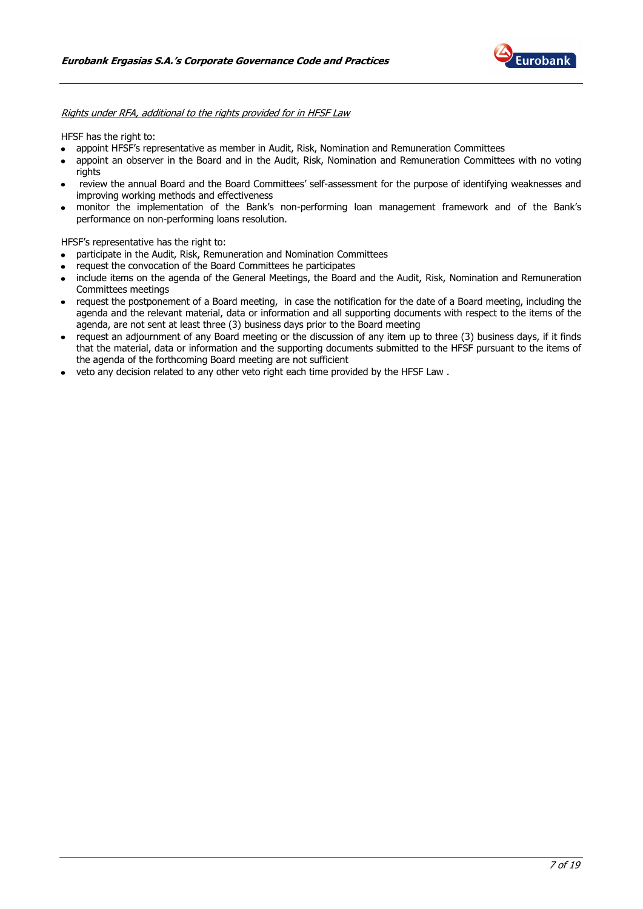*Rights under RFA, additional to the rights provided for in HFSF Law*

HFSF has the right to:

- appoint HFSF's representative as member in Audit, Risk, Nomination and Remuneration Committees
- appoint an observer in the Board and in the Audit, Risk, Nomination and Remuneration Committees with no voting rights
- review the annual Board and the Board Committees' self-assessment for the purpose of identifying weaknesses and improving working methods and effectiveness
- monitor the implementation of the Bank's non-performing loan management framework and of the Bank's performance on non-performing loans resolution.

HFSF's representative has the right to:

- participate in the Audit, Risk, Remuneration and Nomination Committees
- request the convocation of the Board Committees he participates
- include items on the agenda of the General Meetings, the Board and the Audit, Risk, Nomination and Remuneration Committees meetings
- request the postponement of a Board meeting, in case the notification for the date of a Board meeting, including the agenda and the relevant material, data or information and all supporting documents with respect to the items of the agenda, are not sent at least three (3) business days prior to the Board meeting
- request an adjournment of any Board meeting or the discussion of any item up to three (3) business days, if it finds that the material, data or information and the supporting documents submitted to the HFSF pursuant to the items of the agenda of the forthcoming Board meeting are not sufficient
- veto any decision related to any other veto right each time provided by the HFSF Law .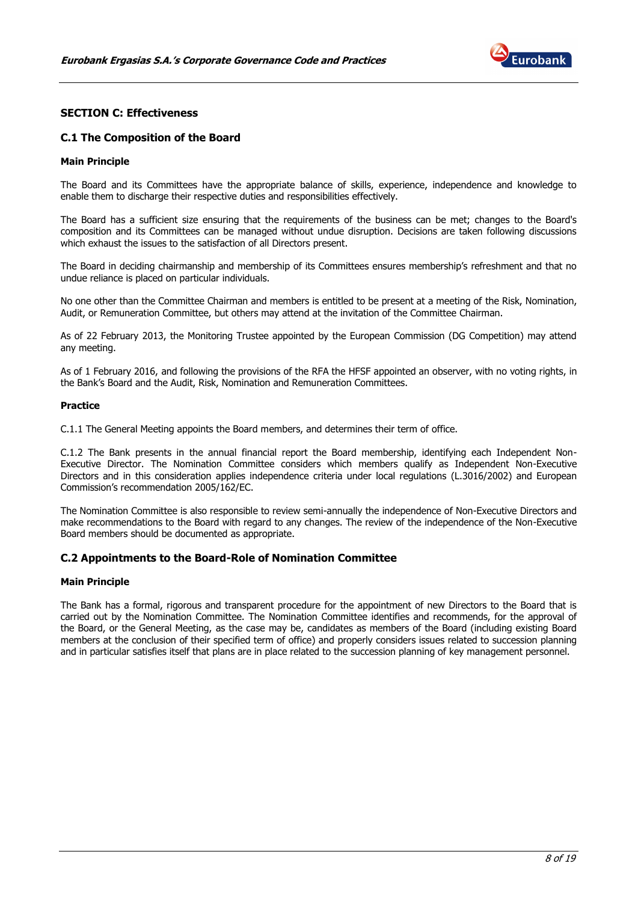## SECTION C: Effectiveness

### C.1 The Composition of the Board

**Main Principle**

The Board and its Committees have the appropriate balance of skills, experience, independence and knowledge to enable them to discharge their respective duties and responsibilities effectively.

The Board has a sufficient size ensuring that the requirements of the business can be met; changes to the Board's composition and its Committees can be managed without undue disruption. Decisions are taken following discussions which exhaust the issues to the satisfaction of all Directors present.

The Board in deciding chairmanship and membership of its Committees ensures membership's refreshment and that no undue reliance is placed on particular individuals.

No one other than the Committee Chairman and members is entitled to be present at a meeting of the Risk, Nomination, Audit, or Remuneration Committee, but others may attend at the invitation of the Committee Chairman.

As of 22 February 2013, the Monitoring Trustee appointed by the European Commission (DG Competition) may attend any meeting.

As of 1 February 2016, and following the provisions of the RFA the HFSF appointed an observer, with no voting rights, in the Bank's Board and the Audit, Risk, Nomination and Remuneration Committees.

**Practice**

C.1.1 The General Meeting appoints the Board members, and determines their term of office.

C.1.2 The Bank presents in the annual financial report the Board membership, identifying each Independent Non-Executive Director. The Nomination Committee considers which members qualify as Independent Non-Executive Directors and in this consideration applies independence criteria under local regulations (L.3016/2002) and European Commission's recommendation 2005/162/EC.

The Nomination Committee is also responsible to review semi-annually the independence of Non-Executive Directors and make recommendations to the Board with regard to any changes. The review of the independence of the Non-Executive Board members should be documented as appropriate.

### C.2 Appointments to the Board-Role of Nomination Committee

**Main Principle**

The Bank has a formal, rigorous and transparent procedure for the appointment of new Directors to the Board that is carried out by the Nomination Committee. The Nomination Committee identifies and recommends, for the approval of the Board, or the General Meeting, as the case may be, candidates as members of the Board (including existing Board members at the conclusion of their specified term of office) and properly considers issues related to succession planning and in particular satisfies itself that plans are in place related to the succession planning of key management personnel.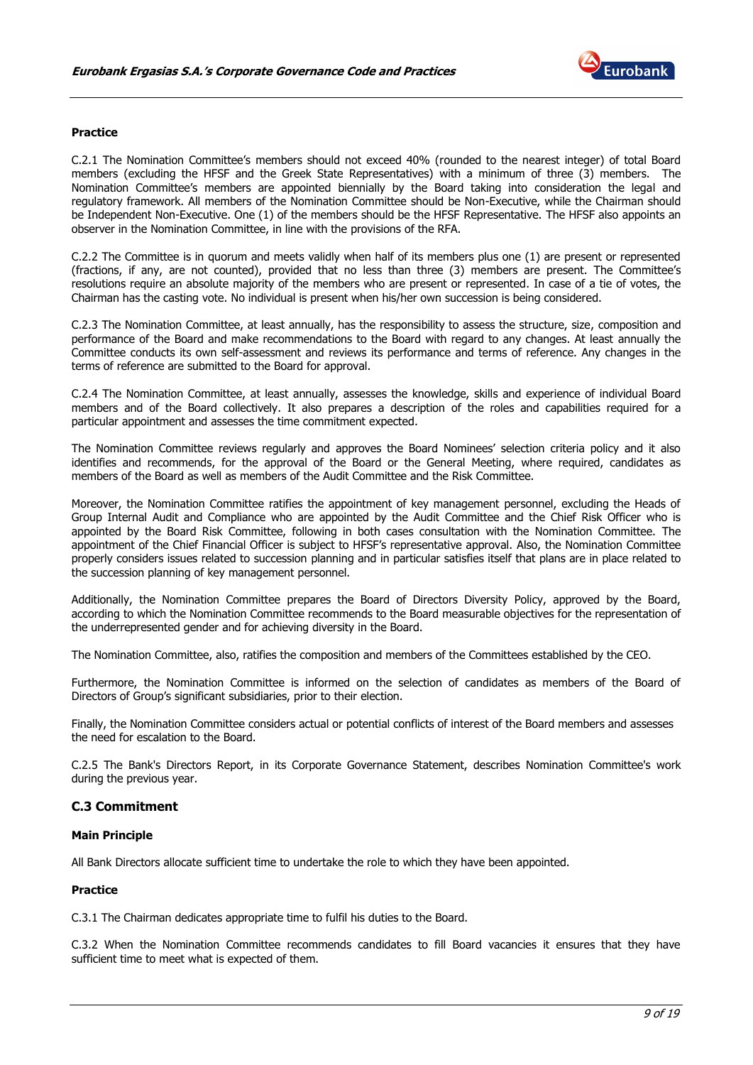**Practice**

C.2.1 The Nomination Committee's members should not exceed 40% (rounded to the nearest integer) of total Board members (excluding the HFSF and the Greek State Representatives) with a minimum of three (3) members. The Nomination Committee's members are appointed biennially by the Board taking into consideration the legal and regulatory framework. All members of the Nomination Committee should be Non-Executive, while the Chairman should be Independent Non-Executive. One (1) of the members should be the HFSF Representative. The HFSF also appoints an observer in the Nomination Committee, in line with the provisions of the RFA.

C.2.2 The Committee is in quorum and meets validly when half of its members plus one (1) are present or represented (fractions, if any, are not counted), provided that no less than three (3) members are present. The Committee's resolutions require an absolute majority of the members who are present or represented. In case of a tie of votes, the Chairman has the casting vote. No individual is present when his/her own succession is being considered.

C.2.3 The Nomination Committee, at least annually, has the responsibility to assess the structure, size, composition and performance of the Board and make recommendations to the Board with regard to any changes. At least annually the Committee conducts its own self-assessment and reviews its performance and terms of reference. Any changes in the terms of reference are submitted to the Board for approval.

C.2.4 The Nomination Committee, at least annually, assesses the knowledge, skills and experience of individual Board members and of the Board collectively. It also prepares a description of the roles and capabilities required for a particular appointment and assesses the time commitment expected.

The Nomination Committee reviews regularly and approves the Board Nominees' selection criteria policy and it also identifies and recommends, for the approval of the Board or the General Meeting, where required, candidates as members of the Board as well as members of the Audit Committee and the Risk Committee.

Moreover, the Nomination Committee ratifies the appointment of key management personnel, excluding the Heads of Group Internal Audit and Compliance who are appointed by the Audit Committee and the Chief Risk Officer who is appointed by the Board Risk Committee, following in both cases consultation with the Nomination Committee. The appointment of the Chief Financial Officer is subject to HFSF's representative approval. Also, the Nomination Committee properly considers issues related to succession planning and in particular satisfies itself that plans are in place related to the succession planning of key management personnel.

Additionally, the Nomination Committee prepares the Board of Directors Diversity Policy, approved by the Board, according to which the Nomination Committee recommends to the Board measurable objectives for the representation of the underrepresented gender and for achieving diversity in the Board.

The Nomination Committee, also, ratifies the composition and members of the Committees established by the CEO.

Furthermore, the Nomination Committee is informed on the selection of candidates as members of the Board of Directors of Group's significant subsidiaries, prior to their election.

Finally, the Nomination Committee considers actual or potential conflicts of interest of the Board members and assesses the need for escalation to the Board.

C.2.5 The Bank's Directors Report, in its Corporate Governance Statement, describes Nomination Committee's work during the previous year.

## C.3 Commitment

**Main Principle**

All Bank Directors allocate sufficient time to undertake the role to which they have been appointed.

**Practice**

C.3.1 The Chairman dedicates appropriate time to fulfil his duties to the Board.

C.3.2 When the Nomination Committee recommends candidates to fill Board vacancies it ensures that they have sufficient time to meet what is expected of them.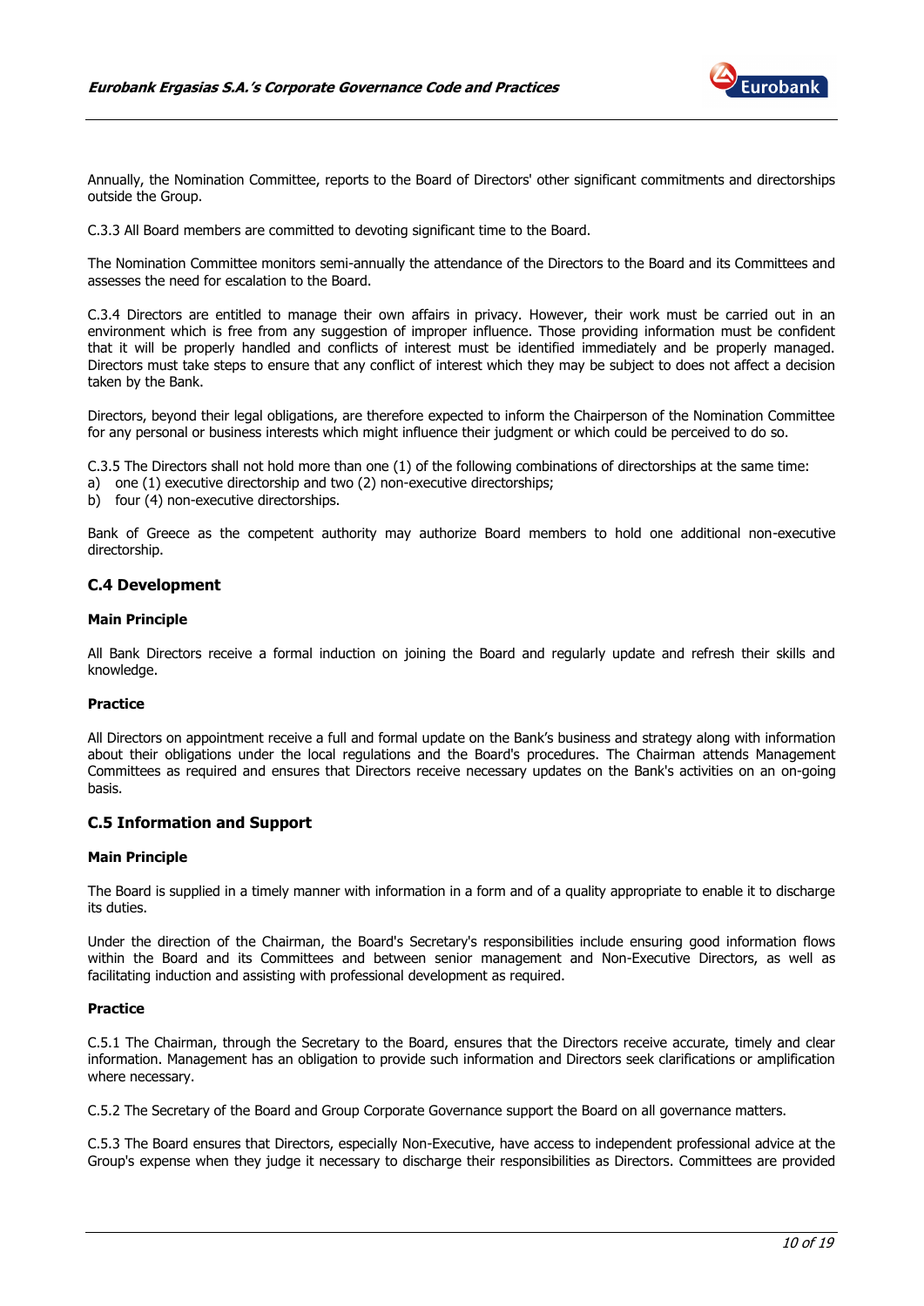Annually, the Nomination Committee, reports to the Board of Directors' other significant commitments and directorships outside the Group.

C.3.3 All Board members are committed to devoting significant time to the Board.

The Nomination Committee monitors semi-annually the attendance of the Directors to the Board and its Committees and assesses the need for escalation to the Board.

C.3.4 Directors are entitled to manage their own affairs in privacy. However, their work must be carried out in an environment which is free from any suggestion of improper influence. Those providing information must be confident that it will be properly handled and conflicts of interest must be identified immediately and be properly managed. Directors must take steps to ensure that any conflict of interest which they may be subject to does not affect a decision taken by the Bank.

Directors, beyond their legal obligations, are therefore expected to inform the Chairperson of the Nomination Committee for any personal or business interests which might influence their judgment or which could be perceived to do so.

C.3.5 The Directors shall not hold more than one (1) of the following combinations of directorships at the same time:

a) one (1) executive directorship and two (2) non-executive directorships;
b) four (4) non-executive directorships.

Bank of Greece as the competent authority may authorize Board members to hold one additional non-executive directorship.

### C.4 Development

**Main Principle**

All Bank Directors receive a formal induction on joining the Board and regularly update and refresh their skills and knowledge.

**Practice**

All Directors on appointment receive a full and formal update on the Bank's business and strategy along with information about their obligations under the local regulations and the Board's procedures. The Chairman attends Management Committees as required and ensures that Directors receive necessary updates on the Bank's activities on an on-going basis.

### C.5 Information and Support

**Main Principle**

The Board is supplied in a timely manner with information in a form and of a quality appropriate to enable it to discharge its duties.

Under the direction of the Chairman, the Board's Secretary's responsibilities include ensuring good information flows within the Board and its Committees and between senior management and Non-Executive Directors, as well as facilitating induction and assisting with professional development as required.

**Practice**

C.5.1 The Chairman, through the Secretary to the Board, ensures that the Directors receive accurate, timely and clear information. Management has an obligation to provide such information and Directors seek clarifications or amplification where necessary.

C.5.2 The Secretary of the Board and Group Corporate Governance support the Board on all governance matters.

C.5.3 The Board ensures that Directors, especially Non-Executive, have access to independent professional advice at the Group's expense when they judge it necessary to discharge their responsibilities as Directors. Committees are provided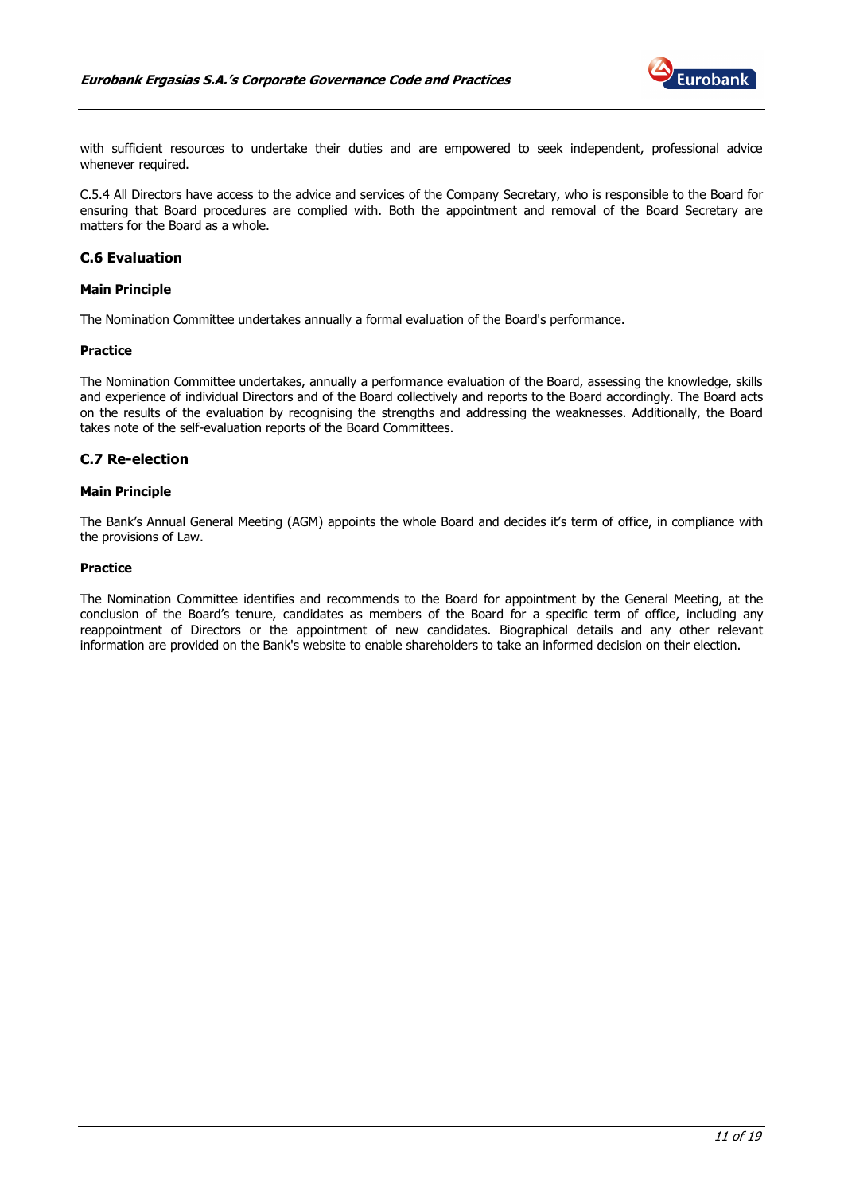with sufficient resources to undertake their duties and are empowered to seek independent, professional advice whenever required.

C.5.4 All Directors have access to the advice and services of the Company Secretary, who is responsible to the Board for ensuring that Board procedures are complied with. Both the appointment and removal of the Board Secretary are matters for the Board as a whole.

## C.6 Evaluation

### Main Principle

The Nomination Committee undertakes annually a formal evaluation of the Board's performance.

### Practice

The Nomination Committee undertakes, annually a performance evaluation of the Board, assessing the knowledge, skills and experience of individual Directors and of the Board collectively and reports to the Board accordingly. The Board acts on the results of the evaluation by recognising the strengths and addressing the weaknesses. Additionally, the Board takes note of the self-evaluation reports of the Board Committees.

## C.7 Re-election

### Main Principle

The Bank's Annual General Meeting (AGM) appoints the whole Board and decides it's term of office, in compliance with the provisions of Law.

### Practice

The Nomination Committee identifies and recommends to the Board for appointment by the General Meeting, at the conclusion of the Board's tenure, candidates as members of the Board for a specific term of office, including any reappointment of Directors or the appointment of new candidates. Biographical details and any other relevant information are provided on the Bank's website to enable shareholders to take an informed decision on their election.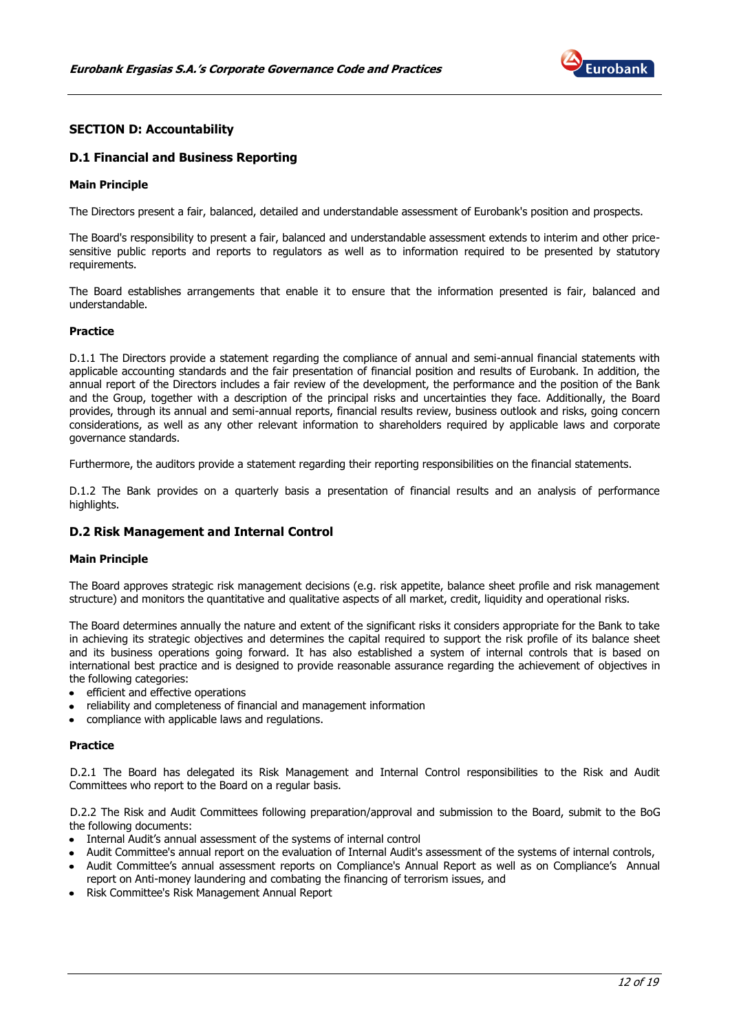## SECTION D: Accountability

### D.1 Financial and Business Reporting

#### Main Principle

The Directors present a fair, balanced, detailed and understandable assessment of Eurobank's position and prospects.

The Board's responsibility to present a fair, balanced and understandable assessment extends to interim and other price-sensitive public reports and reports to regulators as well as to information required to be presented by statutory requirements.

The Board establishes arrangements that enable it to ensure that the information presented is fair, balanced and understandable.

#### Practice

D.1.1 The Directors provide a statement regarding the compliance of annual and semi-annual financial statements with applicable accounting standards and the fair presentation of financial position and results of Eurobank. In addition, the annual report of the Directors includes a fair review of the development, the performance and the position of the Bank and the Group, together with a description of the principal risks and uncertainties they face. Additionally, the Board provides, through its annual and semi-annual reports, financial results review, business outlook and risks, going concern considerations, as well as any other relevant information to shareholders required by applicable laws and corporate governance standards.

Furthermore, the auditors provide a statement regarding their reporting responsibilities on the financial statements.

D.1.2 The Bank provides on a quarterly basis a presentation of financial results and an analysis of performance highlights.

### D.2 Risk Management and Internal Control

#### Main Principle

The Board approves strategic risk management decisions (e.g. risk appetite, balance sheet profile and risk management structure) and monitors the quantitative and qualitative aspects of all market, credit, liquidity and operational risks.

The Board determines annually the nature and extent of the significant risks it considers appropriate for the Bank to take in achieving its strategic objectives and determines the capital required to support the risk profile of its balance sheet and its business operations going forward. It has also established a system of internal controls that is based on international best practice and is designed to provide reasonable assurance regarding the achievement of objectives in the following categories:

- efficient and effective operations
- reliability and completeness of financial and management information
- compliance with applicable laws and regulations.

#### Practice

D.2.1 The Board has delegated its Risk Management and Internal Control responsibilities to the Risk and Audit Committees who report to the Board on a regular basis.

D.2.2 The Risk and Audit Committees following preparation/approval and submission to the Board, submit to the BoG the following documents:

- Internal Audit's annual assessment of the systems of internal control
- Audit Committee's annual report on the evaluation of Internal Audit's assessment of the systems of internal controls,
- Audit Committee's annual assessment reports on Compliance's Annual Report as well as on Compliance's Annual report on Anti-money laundering and combating the financing of terrorism issues, and
- Risk Committee's Risk Management Annual Report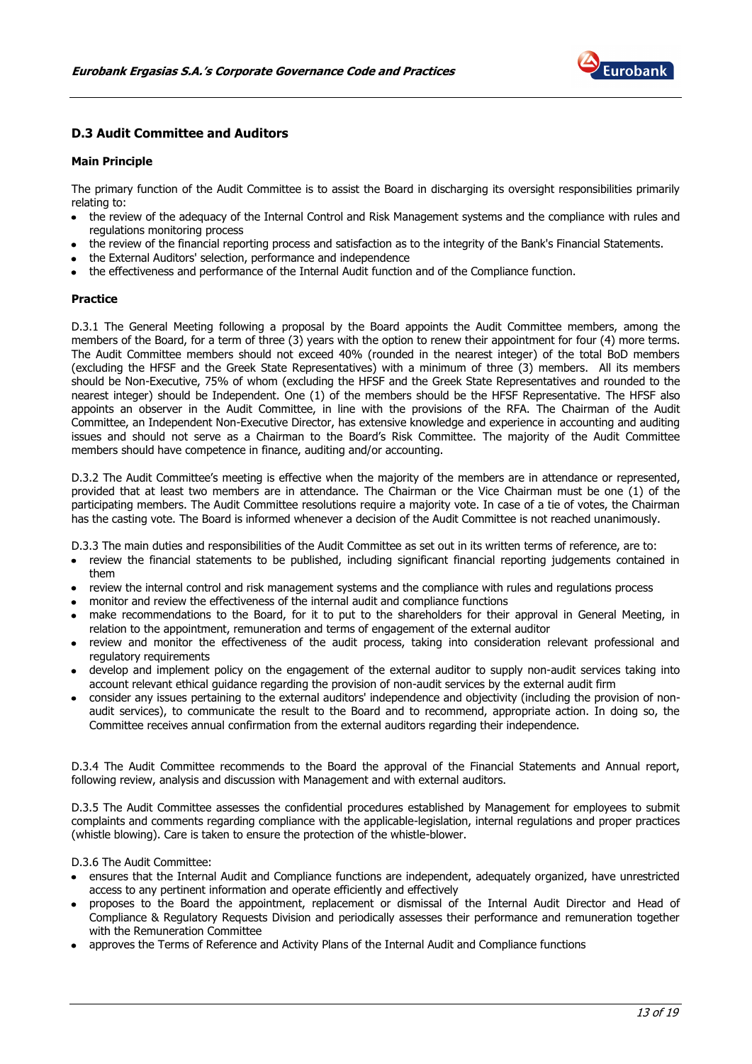## D.3 Audit Committee and Auditors

**Main Principle**

The primary function of the Audit Committee is to assist the Board in discharging its oversight responsibilities primarily relating to:

- the review of the adequacy of the Internal Control and Risk Management systems and the compliance with rules and regulations monitoring process
- the review of the financial reporting process and satisfaction as to the integrity of the Bank's Financial Statements.
- the External Auditors' selection, performance and independence
- the effectiveness and performance of the Internal Audit function and of the Compliance function.

**Practice**

D.3.1 The General Meeting following a proposal by the Board appoints the Audit Committee members, among the members of the Board, for a term of three (3) years with the option to renew their appointment for four (4) more terms. The Audit Committee members should not exceed 40% (rounded in the nearest integer) of the total BoD members (excluding the HFSF and the Greek State Representatives) with a minimum of three (3) members. All its members should be Non-Executive, 75% of whom (excluding the HFSF and the Greek State Representatives and rounded to the nearest integer) should be Independent. One (1) of the members should be the HFSF Representative. The HFSF also appoints an observer in the Audit Committee, in line with the provisions of the RFA. The Chairman of the Audit Committee, an Independent Non-Executive Director, has extensive knowledge and experience in accounting and auditing issues and should not serve as a Chairman to the Board's Risk Committee. The majority of the Audit Committee members should have competence in finance, auditing and/or accounting.

D.3.2 The Audit Committee's meeting is effective when the majority of the members are in attendance or represented, provided that at least two members are in attendance. The Chairman or the Vice Chairman must be one (1) of the participating members. The Audit Committee resolutions require a majority vote. In case of a tie of votes, the Chairman has the casting vote. The Board is informed whenever a decision of the Audit Committee is not reached unanimously.

D.3.3 The main duties and responsibilities of the Audit Committee as set out in its written terms of reference, are to:

- review the financial statements to be published, including significant financial reporting judgements contained in them
- review the internal control and risk management systems and the compliance with rules and regulations process
- monitor and review the effectiveness of the internal audit and compliance functions
- make recommendations to the Board, for it to put to the shareholders for their approval in General Meeting, in relation to the appointment, remuneration and terms of engagement of the external auditor
- review and monitor the effectiveness of the audit process, taking into consideration relevant professional and regulatory requirements
- develop and implement policy on the engagement of the external auditor to supply non-audit services taking into account relevant ethical guidance regarding the provision of non-audit services by the external audit firm
- consider any issues pertaining to the external auditors' independence and objectivity (including the provision of non-audit services), to communicate the result to the Board and to recommend, appropriate action. In doing so, the Committee receives annual confirmation from the external auditors regarding their independence.

D.3.4 The Audit Committee recommends to the Board the approval of the Financial Statements and Annual report, following review, analysis and discussion with Management and with external auditors.

D.3.5 The Audit Committee assesses the confidential procedures established by Management for employees to submit complaints and comments regarding compliance with the applicable-legislation, internal regulations and proper practices (whistle blowing). Care is taken to ensure the protection of the whistle-blower.

D.3.6 The Audit Committee:

- ensures that the Internal Audit and Compliance functions are independent, adequately organized, have unrestricted access to any pertinent information and operate efficiently and effectively
- proposes to the Board the appointment, replacement or dismissal of the Internal Audit Director and Head of Compliance & Regulatory Requests Division and periodically assesses their performance and remuneration together with the Remuneration Committee
- approves the Terms of Reference and Activity Plans of the Internal Audit and Compliance functions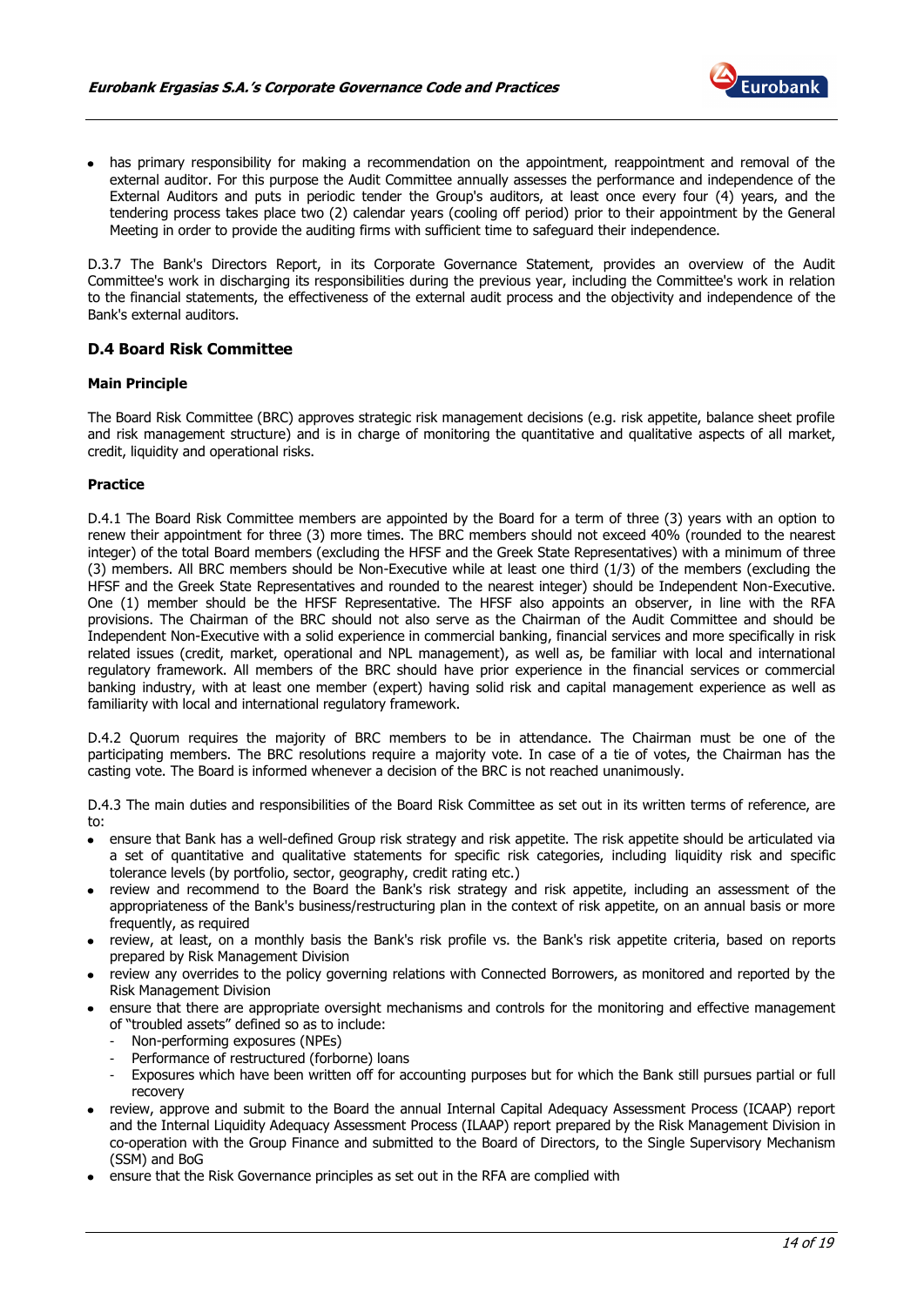- has primary responsibility for making a recommendation on the appointment, reappointment and removal of the external auditor. For this purpose the Audit Committee annually assesses the performance and independence of the External Auditors and puts in periodic tender the Group's auditors, at least once every four (4) years, and the tendering process takes place two (2) calendar years (cooling off period) prior to their appointment by the General Meeting in order to provide the auditing firms with sufficient time to safeguard their independence.

D.3.7 The Bank's Directors Report, in its Corporate Governance Statement, provides an overview of the Audit Committee's work in discharging its responsibilities during the previous year, including the Committee's work in relation to the financial statements, the effectiveness of the external audit process and the objectivity and independence of the Bank's external auditors.

## D.4 Board Risk Committee

### Main Principle

The Board Risk Committee (BRC) approves strategic risk management decisions (e.g. risk appetite, balance sheet profile and risk management structure) and is in charge of monitoring the quantitative and qualitative aspects of all market, credit, liquidity and operational risks.

### Practice

D.4.1 The Board Risk Committee members are appointed by the Board for a term of three (3) years with an option to renew their appointment for three (3) more times. The BRC members should not exceed 40% (rounded to the nearest integer) of the total Board members (excluding the HFSF and the Greek State Representatives) with a minimum of three (3) members. All BRC members should be Non-Executive while at least one third (1/3) of the members (excluding the HFSF and the Greek State Representatives and rounded to the nearest integer) should be Independent Non-Executive. One (1) member should be the HFSF Representative. The HFSF also appoints an observer, in line with the RFA provisions. The Chairman of the BRC should not also serve as the Chairman of the Audit Committee and should be Independent Non-Executive with a solid experience in commercial banking, financial services and more specifically in risk related issues (credit, market, operational and NPL management), as well as, be familiar with local and international regulatory framework. All members of the BRC should have prior experience in the financial services or commercial banking industry, with at least one member (expert) having solid risk and capital management experience as well as familiarity with local and international regulatory framework.

D.4.2 Quorum requires the majority of BRC members to be in attendance. The Chairman must be one of the participating members. The BRC resolutions require a majority vote. In case of a tie of votes, the Chairman has the casting vote. The Board is informed whenever a decision of the BRC is not reached unanimously.

D.4.3 The main duties and responsibilities of the Board Risk Committee as set out in its written terms of reference, are to:

- ensure that Bank has a well-defined Group risk strategy and risk appetite. The risk appetite should be articulated via a set of quantitative and qualitative statements for specific risk categories, including liquidity risk and specific tolerance levels (by portfolio, sector, geography, credit rating etc.)
- review and recommend to the Board the Bank's risk strategy and risk appetite, including an assessment of the appropriateness of the Bank's business/restructuring plan in the context of risk appetite, on an annual basis or more frequently, as required
- review, at least, on a monthly basis the Bank's risk profile vs. the Bank's risk appetite criteria, based on reports prepared by Risk Management Division
- review any overrides to the policy governing relations with Connected Borrowers, as monitored and reported by the Risk Management Division
- ensure that there are appropriate oversight mechanisms and controls for the monitoring and effective management of "troubled assets" defined so as to include:
  - Non-performing exposures (NPEs)
  - Performance of restructured (forborne) loans
  - Exposures which have been written off for accounting purposes but for which the Bank still pursues partial or full recovery
- review, approve and submit to the Board the annual Internal Capital Adequacy Assessment Process (ICAAP) report and the Internal Liquidity Adequacy Assessment Process (ILAAP) report prepared by the Risk Management Division in co-operation with the Group Finance and submitted to the Board of Directors, to the Single Supervisory Mechanism (SSM) and BoG
- ensure that the Risk Governance principles as set out in the RFA are complied with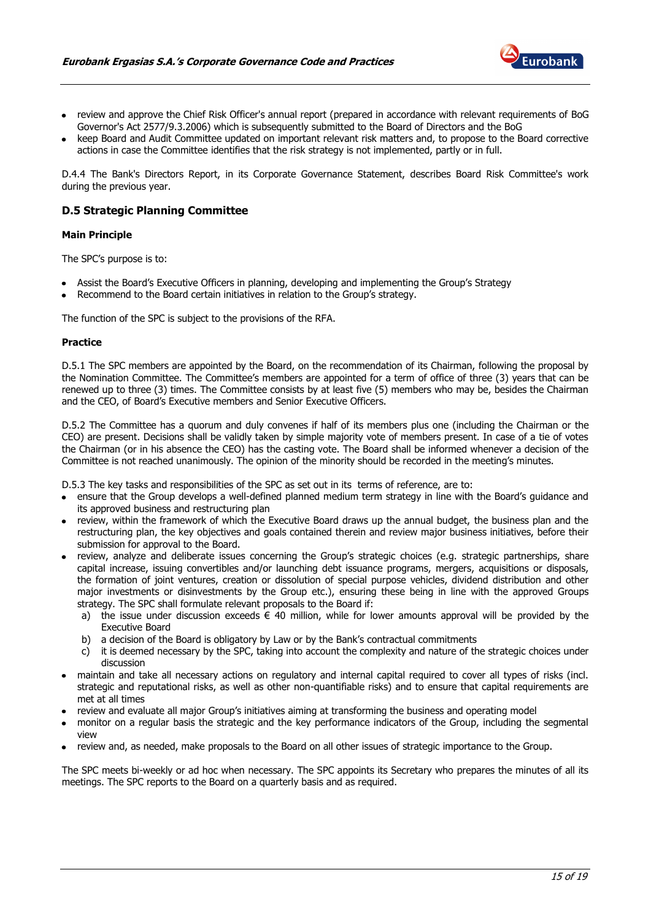- review and approve the Chief Risk Officer's annual report (prepared in accordance with relevant requirements of BoG Governor's Act 2577/9.3.2006) which is subsequently submitted to the Board of Directors and the BoG
- keep Board and Audit Committee updated on important relevant risk matters and, to propose to the Board corrective actions in case the Committee identifies that the risk strategy is not implemented, partly or in full.

D.4.4 The Bank's Directors Report, in its Corporate Governance Statement, describes Board Risk Committee's work during the previous year.

### D.5 Strategic Planning Committee

#### Main Principle

The SPC's purpose is to:

- Assist the Board's Executive Officers in planning, developing and implementing the Group's Strategy
- Recommend to the Board certain initiatives in relation to the Group's strategy.

The function of the SPC is subject to the provisions of the RFA.

#### Practice

D.5.1 The SPC members are appointed by the Board, on the recommendation of its Chairman, following the proposal by the Nomination Committee. The Committee's members are appointed for a term of office of three (3) years that can be renewed up to three (3) times. The Committee consists by at least five (5) members who may be, besides the Chairman and the CEO, of Board's Executive members and Senior Executive Officers.

D.5.2 The Committee has a quorum and duly convenes if half of its members plus one (including the Chairman or the CEO) are present. Decisions shall be validly taken by simple majority vote of members present. In case of a tie of votes the Chairman (or in his absence the CEO) has the casting vote. The Board shall be informed whenever a decision of the Committee is not reached unanimously. The opinion of the minority should be recorded in the meeting's minutes.

D.5.3 The key tasks and responsibilities of the SPC as set out in its terms of reference, are to:

- ensure that the Group develops a well-defined planned medium term strategy in line with the Board's guidance and its approved business and restructuring plan
- review, within the framework of which the Executive Board draws up the annual budget, the business plan and the restructuring plan, the key objectives and goals contained therein and review major business initiatives, before their submission for approval to the Board.
- review, analyze and deliberate issues concerning the Group's strategic choices (e.g. strategic partnerships, share capital increase, issuing convertibles and/or launching debt issuance programs, mergers, acquisitions or disposals, the formation of joint ventures, creation or dissolution of special purpose vehicles, dividend distribution and other major investments or disinvestments by the Group etc.), ensuring these being in line with the approved Groups strategy. The SPC shall formulate relevant proposals to the Board if:
  a) the issue under discussion exceeds € 40 million, while for lower amounts approval will be provided by the Executive Board
  b) a decision of the Board is obligatory by Law or by the Bank's contractual commitments
  c) it is deemed necessary by the SPC, taking into account the complexity and nature of the strategic choices under discussion
- maintain and take all necessary actions on regulatory and internal capital required to cover all types of risks (incl. strategic and reputational risks, as well as other non-quantifiable risks) and to ensure that capital requirements are met at all times
- review and evaluate all major Group's initiatives aiming at transforming the business and operating model
- monitor on a regular basis the strategic and the key performance indicators of the Group, including the segmental view
- review and, as needed, make proposals to the Board on all other issues of strategic importance to the Group.

The SPC meets bi-weekly or ad hoc when necessary. The SPC appoints its Secretary who prepares the minutes of all its meetings. The SPC reports to the Board on a quarterly basis and as required.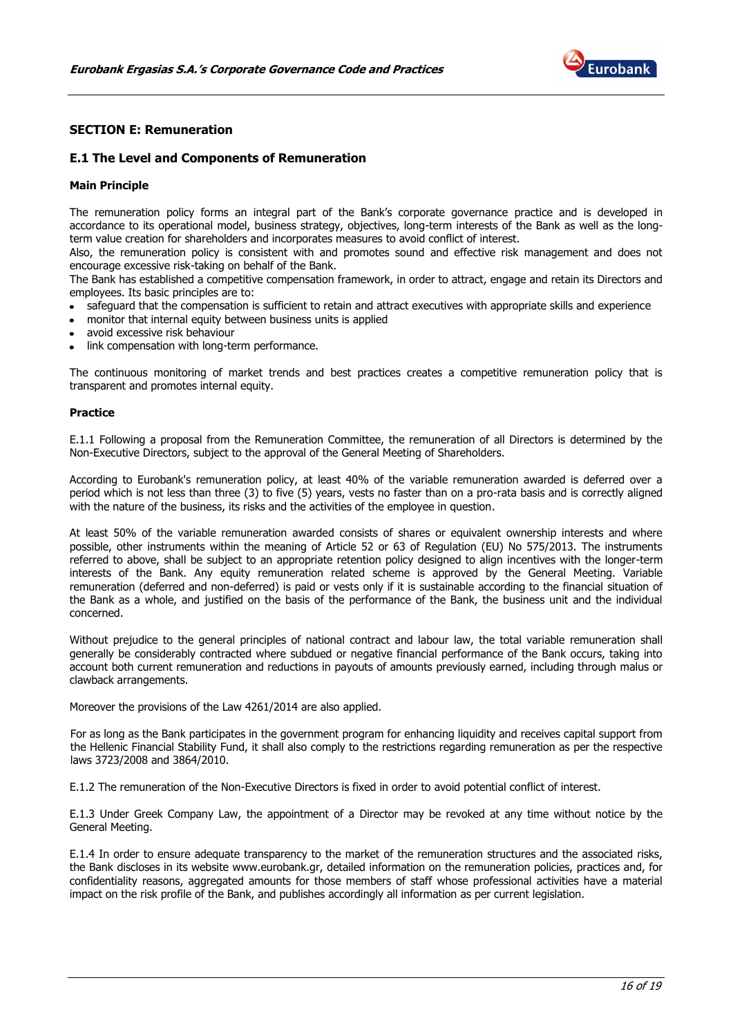## SECTION E: Remuneration

### E.1 The Level and Components of Remuneration

#### Main Principle

The remuneration policy forms an integral part of the Bank's corporate governance practice and is developed in accordance to its operational model, business strategy, objectives, long-term interests of the Bank as well as the long-term value creation for shareholders and incorporates measures to avoid conflict of interest.
Also, the remuneration policy is consistent with and promotes sound and effective risk management and does not encourage excessive risk-taking on behalf of the Bank.
The Bank has established a competitive compensation framework, in order to attract, engage and retain its Directors and employees. Its basic principles are to:

- safeguard that the compensation is sufficient to retain and attract executives with appropriate skills and experience
- monitor that internal equity between business units is applied
- avoid excessive risk behaviour
- link compensation with long-term performance.

The continuous monitoring of market trends and best practices creates a competitive remuneration policy that is transparent and promotes internal equity.

#### Practice

E.1.1 Following a proposal from the Remuneration Committee, the remuneration of all Directors is determined by the Non-Executive Directors, subject to the approval of the General Meeting of Shareholders.

According to Eurobank's remuneration policy, at least 40% of the variable remuneration awarded is deferred over a period which is not less than three (3) to five (5) years, vests no faster than on a pro-rata basis and is correctly aligned with the nature of the business, its risks and the activities of the employee in question.

At least 50% of the variable remuneration awarded consists of shares or equivalent ownership interests and where possible, other instruments within the meaning of Article 52 or 63 of Regulation (EU) No 575/2013. The instruments referred to above, shall be subject to an appropriate retention policy designed to align incentives with the longer-term interests of the Bank. Any equity remuneration related scheme is approved by the General Meeting. Variable remuneration (deferred and non-deferred) is paid or vests only if it is sustainable according to the financial situation of the Bank as a whole, and justified on the basis of the performance of the Bank, the business unit and the individual concerned.

Without prejudice to the general principles of national contract and labour law, the total variable remuneration shall generally be considerably contracted where subdued or negative financial performance of the Bank occurs, taking into account both current remuneration and reductions in payouts of amounts previously earned, including through malus or clawback arrangements.

Moreover the provisions of the Law 4261/2014 are also applied.

For as long as the Bank participates in the government program for enhancing liquidity and receives capital support from the Hellenic Financial Stability Fund, it shall also comply to the restrictions regarding remuneration as per the respective laws 3723/2008 and 3864/2010.

E.1.2 The remuneration of the Non-Executive Directors is fixed in order to avoid potential conflict of interest.

E.1.3 Under Greek Company Law, the appointment of a Director may be revoked at any time without notice by the General Meeting.

E.1.4 In order to ensure adequate transparency to the market of the remuneration structures and the associated risks, the Bank discloses in its website www.eurobank.gr, detailed information on the remuneration policies, practices and, for confidentiality reasons, aggregated amounts for those members of staff whose professional activities have a material impact on the risk profile of the Bank, and publishes accordingly all information as per current legislation.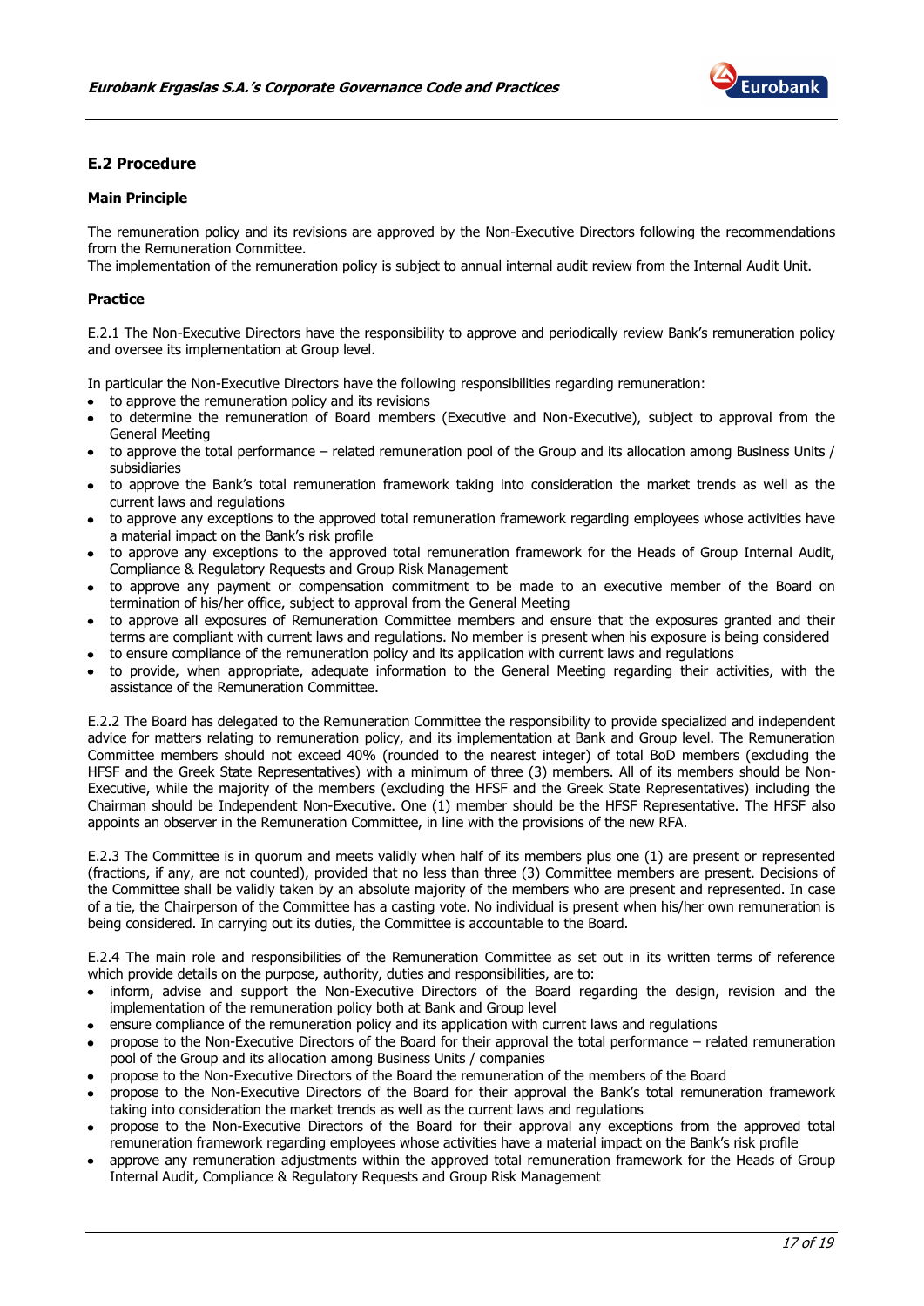## E.2 Procedure

### Main Principle

The remuneration policy and its revisions are approved by the Non-Executive Directors following the recommendations from the Remuneration Committee.
The implementation of the remuneration policy is subject to annual internal audit review from the Internal Audit Unit.

### Practice

E.2.1 The Non-Executive Directors have the responsibility to approve and periodically review Bank's remuneration policy and oversee its implementation at Group level.

In particular the Non-Executive Directors have the following responsibilities regarding remuneration:

- to approve the remuneration policy and its revisions
- to determine the remuneration of Board members (Executive and Non-Executive), subject to approval from the General Meeting
- to approve the total performance – related remuneration pool of the Group and its allocation among Business Units / subsidiaries
- to approve the Bank's total remuneration framework taking into consideration the market trends as well as the current laws and regulations
- to approve any exceptions to the approved total remuneration framework regarding employees whose activities have a material impact on the Bank's risk profile
- to approve any exceptions to the approved total remuneration framework for the Heads of Group Internal Audit, Compliance & Regulatory Requests and Group Risk Management
- to approve any payment or compensation commitment to be made to an executive member of the Board on termination of his/her office, subject to approval from the General Meeting
- to approve all exposures of Remuneration Committee members and ensure that the exposures granted and their terms are compliant with current laws and regulations. No member is present when his exposure is being considered
- to ensure compliance of the remuneration policy and its application with current laws and regulations
- to provide, when appropriate, adequate information to the General Meeting regarding their activities, with the assistance of the Remuneration Committee.

E.2.2 The Board has delegated to the Remuneration Committee the responsibility to provide specialized and independent advice for matters relating to remuneration policy, and its implementation at Bank and Group level. The Remuneration Committee members should not exceed 40% (rounded to the nearest integer) of total BoD members (excluding the HFSF and the Greek State Representatives) with a minimum of three (3) members. All of its members should be Non-Executive, while the majority of the members (excluding the HFSF and the Greek State Representatives) including the Chairman should be Independent Non-Executive. One (1) member should be the HFSF Representative. The HFSF also appoints an observer in the Remuneration Committee, in line with the provisions of the new RFA.

E.2.3 The Committee is in quorum and meets validly when half of its members plus one (1) are present or represented (fractions, if any, are not counted), provided that no less than three (3) Committee members are present. Decisions of the Committee shall be validly taken by an absolute majority of the members who are present and represented. In case of a tie, the Chairperson of the Committee has a casting vote. No individual is present when his/her own remuneration is being considered. In carrying out its duties, the Committee is accountable to the Board.

E.2.4 The main role and responsibilities of the Remuneration Committee as set out in its written terms of reference which provide details on the purpose, authority, duties and responsibilities, are to:

- inform, advise and support the Non-Executive Directors of the Board regarding the design, revision and the implementation of the remuneration policy both at Bank and Group level
- ensure compliance of the remuneration policy and its application with current laws and regulations
- propose to the Non-Executive Directors of the Board for their approval the total performance – related remuneration pool of the Group and its allocation among Business Units / companies
- propose to the Non-Executive Directors of the Board the remuneration of the members of the Board
- propose to the Non-Executive Directors of the Board for their approval the Bank's total remuneration framework taking into consideration the market trends as well as the current laws and regulations
- propose to the Non-Executive Directors of the Board for their approval any exceptions from the approved total remuneration framework regarding employees whose activities have a material impact on the Bank's risk profile
- approve any remuneration adjustments within the approved total remuneration framework for the Heads of Group Internal Audit, Compliance & Regulatory Requests and Group Risk Management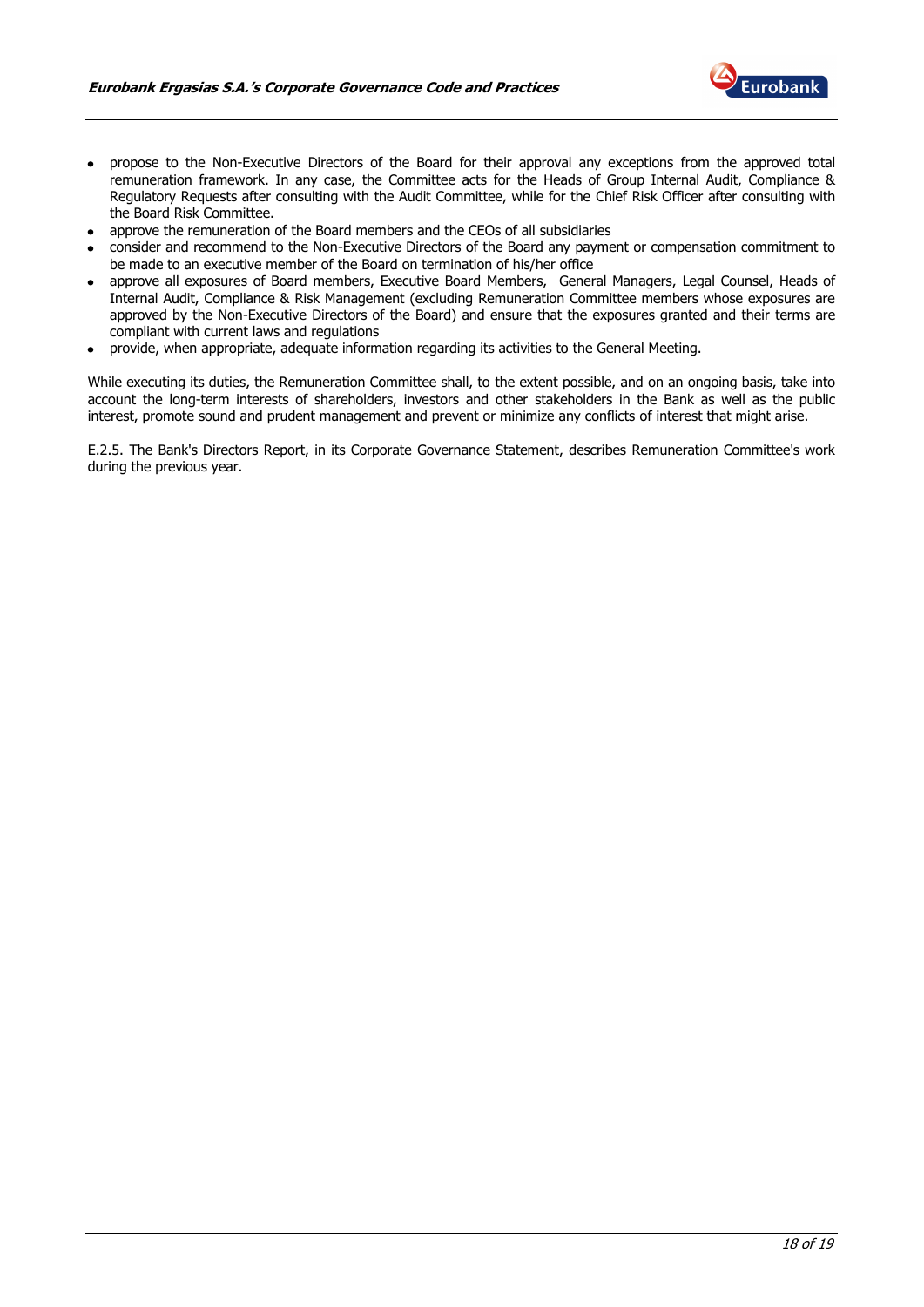- propose to the Non-Executive Directors of the Board for their approval any exceptions from the approved total remuneration framework. In any case, the Committee acts for the Heads of Group Internal Audit, Compliance & Regulatory Requests after consulting with the Audit Committee, while for the Chief Risk Officer after consulting with the Board Risk Committee.
- approve the remuneration of the Board members and the CEOs of all subsidiaries
- consider and recommend to the Non-Executive Directors of the Board any payment or compensation commitment to be made to an executive member of the Board on termination of his/her office
- approve all exposures of Board members, Executive Board Members, General Managers, Legal Counsel, Heads of Internal Audit, Compliance & Risk Management (excluding Remuneration Committee members whose exposures are approved by the Non-Executive Directors of the Board) and ensure that the exposures granted and their terms are compliant with current laws and regulations
- provide, when appropriate, adequate information regarding its activities to the General Meeting.

While executing its duties, the Remuneration Committee shall, to the extent possible, and on an ongoing basis, take into account the long-term interests of shareholders, investors and other stakeholders in the Bank as well as the public interest, promote sound and prudent management and prevent or minimize any conflicts of interest that might arise.

E.2.5. The Bank's Directors Report, in its Corporate Governance Statement, describes Remuneration Committee's work during the previous year.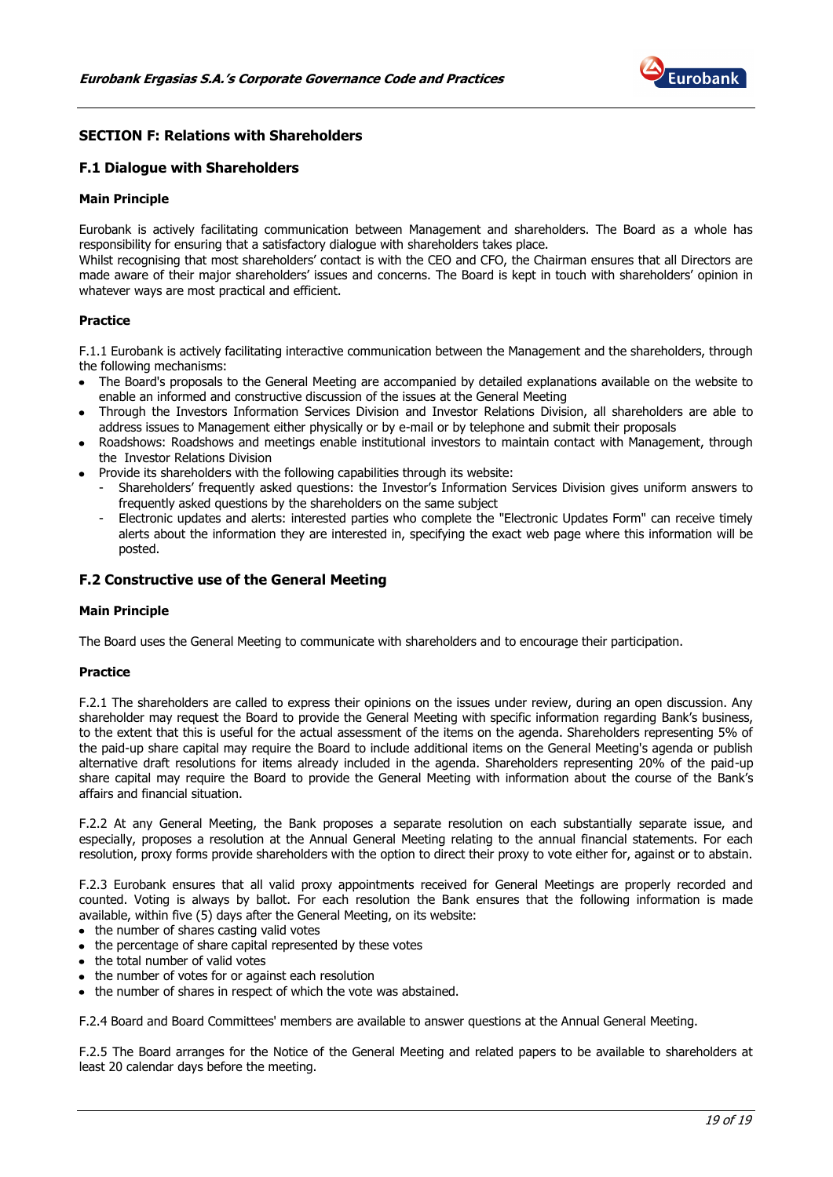## SECTION F: Relations with Shareholders

### F.1 Dialogue with Shareholders

#### Main Principle

Eurobank is actively facilitating communication between Management and shareholders. The Board as a whole has responsibility for ensuring that a satisfactory dialogue with shareholders takes place.
Whilst recognising that most shareholders' contact is with the CEO and CFO, the Chairman ensures that all Directors are made aware of their major shareholders' issues and concerns. The Board is kept in touch with shareholders' opinion in whatever ways are most practical and efficient.

#### Practice

F.1.1 Eurobank is actively facilitating interactive communication between the Management and the shareholders, through the following mechanisms:

- The Board's proposals to the General Meeting are accompanied by detailed explanations available on the website to enable an informed and constructive discussion of the issues at the General Meeting
- Through the Investors Information Services Division and Investor Relations Division, all shareholders are able to address issues to Management either physically or by e-mail or by telephone and submit their proposals
- Roadshows: Roadshows and meetings enable institutional investors to maintain contact with Management, through the Investor Relations Division
- Provide its shareholders with the following capabilities through its website:
  - Shareholders' frequently asked questions: the Investor's Information Services Division gives uniform answers to frequently asked questions by the shareholders on the same subject
  - Electronic updates and alerts: interested parties who complete the "Electronic Updates Form" can receive timely alerts about the information they are interested in, specifying the exact web page where this information will be posted.

### F.2 Constructive use of the General Meeting

#### Main Principle

The Board uses the General Meeting to communicate with shareholders and to encourage their participation.

#### Practice

F.2.1 The shareholders are called to express their opinions on the issues under review, during an open discussion. Any shareholder may request the Board to provide the General Meeting with specific information regarding Bank's business, to the extent that this is useful for the actual assessment of the items on the agenda. Shareholders representing 5% of the paid-up share capital may require the Board to include additional items on the General Meeting's agenda or publish alternative draft resolutions for items already included in the agenda. Shareholders representing 20% of the paid-up share capital may require the Board to provide the General Meeting with information about the course of the Bank's affairs and financial situation.

F.2.2 At any General Meeting, the Bank proposes a separate resolution on each substantially separate issue, and especially, proposes a resolution at the Annual General Meeting relating to the annual financial statements. For each resolution, proxy forms provide shareholders with the option to direct their proxy to vote either for, against or to abstain.

F.2.3 Eurobank ensures that all valid proxy appointments received for General Meetings are properly recorded and counted. Voting is always by ballot. For each resolution the Bank ensures that the following information is made available, within five (5) days after the General Meeting, on its website:

- the number of shares casting valid votes
- the percentage of share capital represented by these votes
- the total number of valid votes
- the number of votes for or against each resolution
- the number of shares in respect of which the vote was abstained.

F.2.4 Board and Board Committees' members are available to answer questions at the Annual General Meeting.

F.2.5 The Board arranges for the Notice of the General Meeting and related papers to be available to shareholders at least 20 calendar days before the meeting.